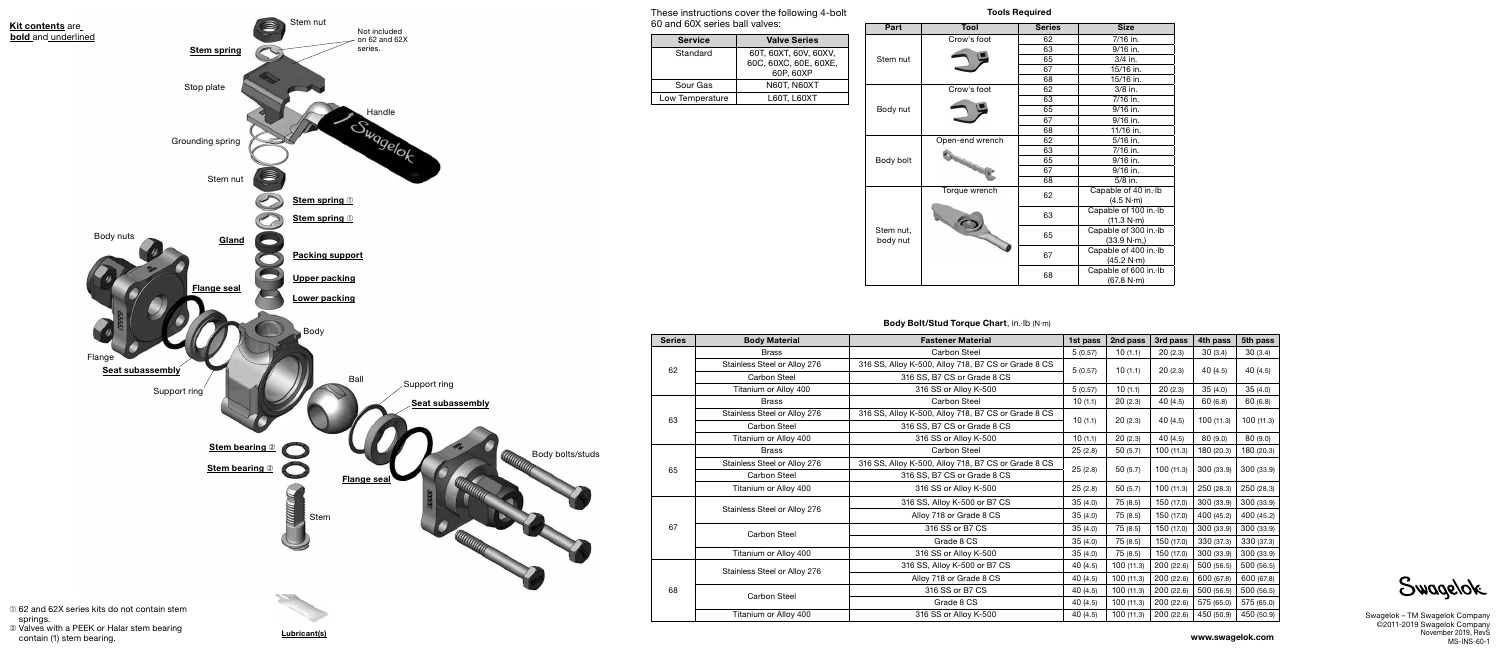**Kit contents** are **bold** and underlined

Stem nut

Not included on 62 and 62X series.

**Stem spring**

Stop plate

Handle

Grounding spring

Stem nut

**Stem spring** ①

**Stem spring** ①

Body nuts

**Gland**

**Packing support**

**Flange seal**

**Upper packing**

**Lower packing**

Body

Flange

**Seat subassembly**

Ball

Support ring

Support ring

**Seat subassembly**

**Stem bearing** ②

**Stem bearing** ②

Body bolts/studs

**Flange seal**

Stem

① 62 and 62X series kits do not contain stem springs.

② Valves with a PEEK or Halar stem bearing contain (1) stem bearing.

**Lubricant(s)**

These instructions cover the following 4-bolt 60 and 60X series ball valves:

| Service | Valve Series |
|---|---|
| Standard | 60T, 60XT, 60V, 60XV, 60C, 60XC, 60E, 60XE, 60P, 60XP |
| Sour Gas | N60T, N60XT |
| Low Temperature | L60T, L60XT |

**Tools Required**

| Part | Tool | Series | Size |
|---|---|---|---|
| Stem nut | Crow's foot | 62 | 7/16 in. |
| | | 63 | 9/16 in. |
| | | 65 | 3/4 in. |
| | | 67 | 15/16 in. |
| | | 68 | 15/16 in. |
| Body nut | Crow's foot | 62 | 3/8 in. |
| | | 63 | 7/16 in. |
| | | 65 | 9/16 in. |
| | | 67 | 9/16 in. |
| | | 68 | 11/16 in. |
| Body bolt | Open-end wrench | 62 | 5/16 in. |
| | | 63 | 7/16 in. |
| | | 65 | 9/16 in. |
| | | 67 | 9/16 in. |
| | | 68 | 5/8 in. |
| Stem nut, body nut | Torque wrench | 62 | Capable of 40 in.-lb (4.5 N·m) |
| | | 63 | Capable of 100 in.-lb (11.3 N·m) |
| | | 65 | Capable of 300 in.-lb (33.9 N·m.) |
| | | 67 | Capable of 400 in.-lb (45.2 N·m) |
| | | 68 | Capable of 600 in.-lb (67.8 N·m) |

**Body Bolt/Stud Torque Chart**, in.-lb (N·m)

| Series | Body Material | Fastener Material | 1st pass | 2nd pass | 3rd pass | 4th pass | 5th pass |
|---|---|---|---|---|---|---|---|
| 62 | Brass | Carbon Steel | 5 (0.57) | 10 (1.1) | 20 (2.3) | 30 (3.4) | 30 (3.4) |
| | Stainless Steel or Alloy 276 | 316 SS, Alloy K-500, Alloy 718, B7 CS or Grade 8 CS | 5 (0.57) | 10 (1.1) | 20 (2.3) | 40 (4.5) | 40 (4.5) |
| | Carbon Steel | 316 SS, B7 CS or Grade 8 CS | | | | | |
| | Titanium or Alloy 400 | 316 SS or Alloy K-500 | 5 (0.57) | 10 (1.1) | 20 (2.3) | 35 (4.0) | 35 (4.0) |
| 63 | Brass | Carbon Steel | 10 (1.1) | 20 (2.3) | 40 (4.5) | 60 (6.8) | 60 (6.8) |
| | Stainless Steel or Alloy 276 | 316 SS, Alloy K-500, Alloy 718, B7 CS or Grade 8 CS | 10 (1.1) | 20 (2.3) | 40 (4.5) | 100 (11.3) | 100 (11.3) |
| | Carbon Steel | 316 SS, B7 CS or Grade 8 CS | | | | | |
| | Titanium or Alloy 400 | 316 SS or Alloy K-500 | 10 (1.1) | 20 (2.3) | 40 (4.5) | 80 (9.0) | 80 (9.0) |
| 65 | Brass | Carbon Steel | 25 (2.8) | 50 (5.7) | 100 (11.3) | 180 (20.3) | 180 (20.3) |
| | Stainless Steel or Alloy 276 | 316 SS, Alloy K-500, Alloy 718, B7 CS or Grade 8 CS | 25 (2.8) | 50 (5.7) | 100 (11.3) | 300 (33.9) | 300 (33.9) |
| | Carbon Steel | 316 SS, B7 CS or Grade 8 CS | | | | | |
| | Titanium or Alloy 400 | 316 SS or Alloy K-500 | 25 (2.8) | 50 (5.7) | 100 (11.3) | 250 (28.3) | 250 (28.3) |
| 67 | Stainless Steel or Alloy 276 | 316 SS, Alloy K-500 or B7 CS | 35 (4.0) | 75 (8.5) | 150 (17.0) | 300 (33.9) | 300 (33.9) |
| | | Alloy 718 or Grade 8 CS | 35 (4.0) | 75 (8.5) | 150 (17.0) | 400 (45.2) | 400 (45.2) |
| | Carbon Steel | 316 SS or B7 CS | 35 (4.0) | 75 (8.5) | 150 (17.0) | 300 (33.9) | 300 (33.9) |
| | | Grade 8 CS | 35 (4.0) | 75 (8.5) | 150 (17.0) | 330 (37.3) | 330 (37.3) |
| | Titanium or Alloy 400 | 316 SS or Alloy K-500 | 35 (4.0) | 75 (8.5) | 150 (17.0) | 300 (33.9) | 300 (33.9) |
| 68 | Stainless Steel or Alloy 276 | 316 SS, Alloy K-500 or B7 CS | 40 (4.5) | 100 (11.3) | 200 (22.6) | 500 (56.5) | 500 (56.5) |
| | | Alloy 718 or Grade 8 CS | 40 (4.5) | 100 (11.3) | 200 (22.6) | 600 (67.8) | 600 (67.8) |
| | Carbon Steel | 316 SS or B7 CS | 40 (4.5) | 100 (11.3) | 200 (22.6) | 500 (56.5) | 500 (56.5) |
| | | Grade 8 CS | 40 (4.5) | 100 (11.3) | 200 (22.6) | 575 (65.0) | 575 (65.0) |
| | Titanium or Alloy 400 | 316 SS or Alloy K-500 | 40 (4.5) | 100 (11.3) | 200 (22.6) | 450 (50.9) | 450 (50.9) |

Swagelok

www.swagelok.com

Swagelok – TM Swagelok Company
©2011-2019 Swagelok Company
November 2019, RevS
MS-INS-60-1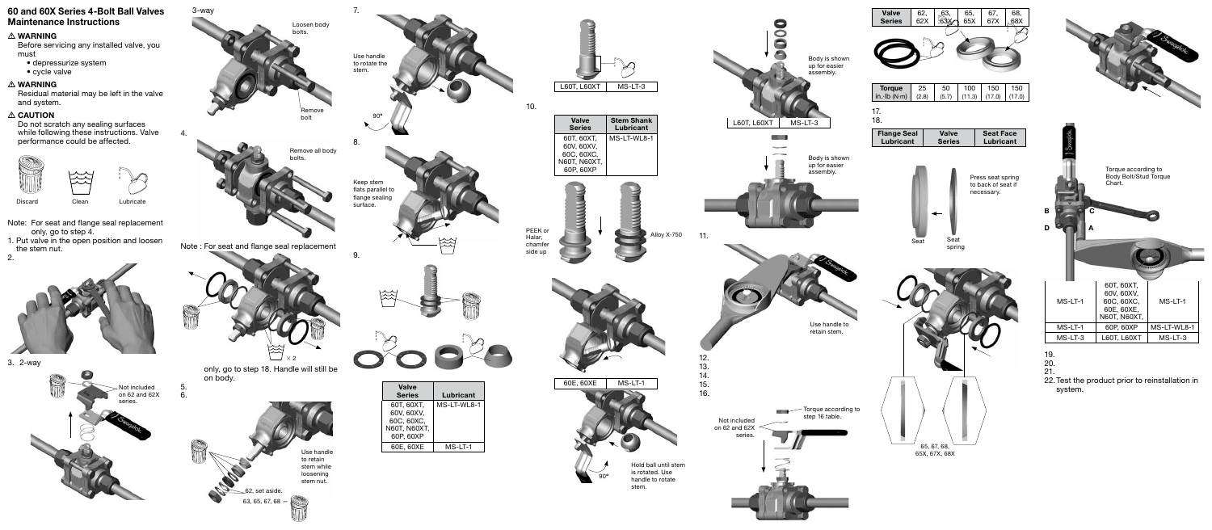# 60 and 60X Series 4-Bolt Ball Valves Maintenance Instructions

⚠ **WARNING**

Before servicing any installed valve, you must

- depressurize system
- cycle valve

⚠ **WARNING**

Residual material may be left in the valve and system.

⚠ **CAUTION**

Do not scratch any sealing surfaces while following these instructions. Valve performance could be affected.

Discard    Clean    Lubricate

Note: For seat and flange seal replacement only, go to step 4.

1. Put valve in the open position and loosen the stem nut.
2.
3. 2-way

Not included on 62 and 62X series.

3-way

Loosen body bolts.

Remove bolt

4.

Remove all body bolts.

Note : For seat and flange seal replacement only, go to step 18. Handle will still be on body.

× 2

5.
6.

Use handle to retain stem while loosening stem nut.

62, set aside.

63, 65, 67, 68

7.

Use handle to rotate the stem.

90°

8.

Keep stem flats parallel to flange sealing surface.

9.

| Valve Series | Lubricant |
|---|---|
| 60T, 60XT, 60V, 60XV, 60C, 60XC, N60T, N60XT, 60P, 60XP | MS-LT-WL8-1 |
| 60E, 60XE | MS-LT-1 |

| L60T, L60XT | MS-LT-3 |
|---|---|

10.

| Valve Series | Stem Shank Lubricant |
|---|---|
| 60T, 60XT, 60V, 60XV, 60C, 60XC, N60T, N60XT, 60P, 60XP | MS-LT-WL8-1 |

PEEK or Halar, chamfer side up

Alloy X-750

| 60E, 60XE | MS-LT-1 |
|---|---|

Hold ball until stem is rotated. Use handle to rotate stem.

90°

| L60T, L60XT | MS-LT-3 |
|---|---|

Body is shown up for easier assembly.

Body is shown up for easier assembly.

11.

Use handle to retain stem.

12.
13.
14.
15.
16.

Not included on 62 and 62X series.

Torque according to step 16 table.

| Valve Series | 62, 62X | 63, 63X | 65, 65X | 67, 67X | 68, 68X |
|---|---|---|---|---|---|
| Torque in.-lb (N·m) | 25 (2.8) | 50 (5.7) | 100 (11.3) | 150 (17.0) | 150 (17.0) |

17.
18.

| Flange Seal Lubricant | Valve Series | Seat Face Lubricant |
|---|---|---|
| MS-LT-1 | 60T, 60XT, 60V, 60XV, 60C, 60XC, 60E, 60XE, N60T, N60XT, | MS-LT-1 |
| MS-LT-1 | 60P, 60XP | MS-LT-WL8-1 |
| MS-LT-3 | L60T, L60XT | MS-LT-3 |

Press seat spring to back of seat if necessary.

Seat    Seat spring

65, 67, 68, 65X, 67X, 68X

Torque according to Body Bolt/Stud Torque Chart.

B    C

D    A

19.
20.
21.
22. Test the product prior to reinstallation in system.